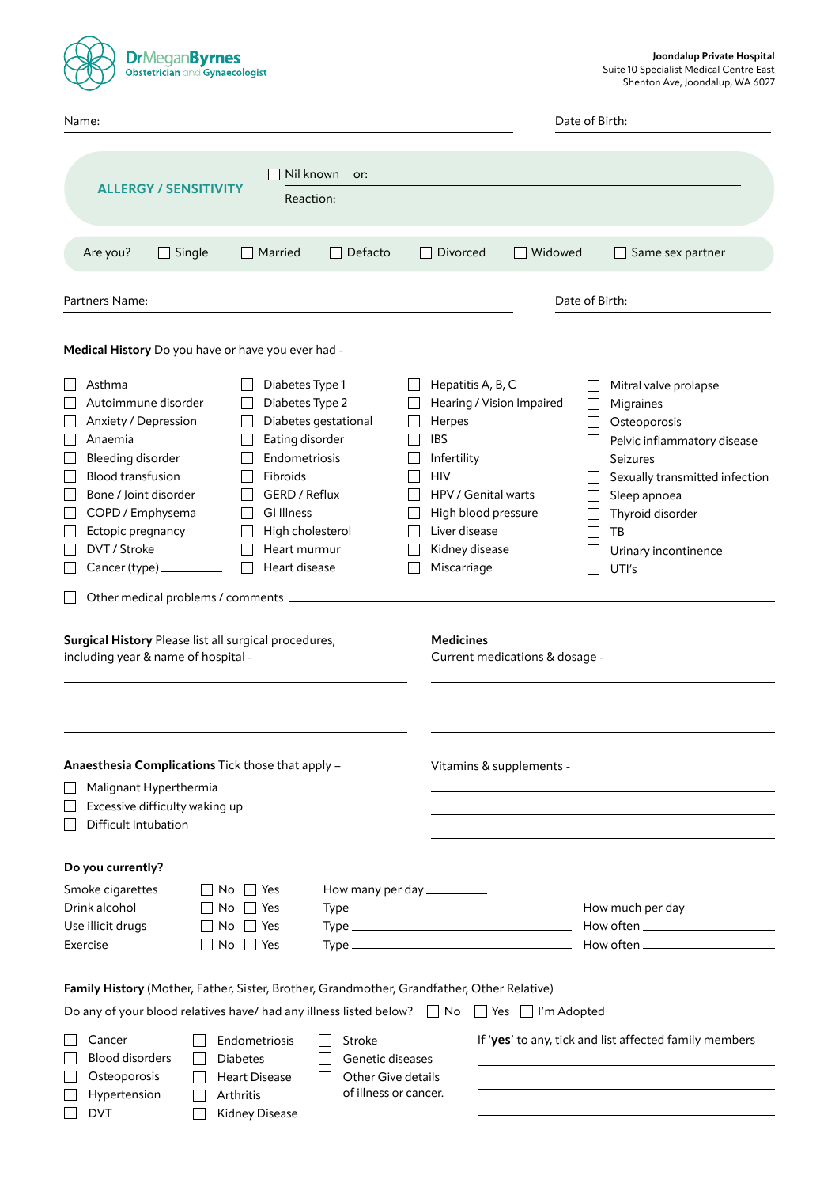**DrMeganByrnes**
Obstetrician and Gynaecologist

**Joondalup Private Hospital**
Suite 10 Specialist Medical Centre East
Shenton Ave, Joondalup, WA 6027

Name: ______________________ Date of Birth: ______________

**ALLERGY / SENSITIVITY** ☐ Nil known or: ______________________
Reaction: ______________________

Are you? ☐ Single ☐ Married ☐ Defacto ☐ Divorced ☐ Widowed ☐ Same sex partner

Partners Name: ______________________ Date of Birth: ______________

**Medical History** Do you have or have you ever had -

| | | | |
|---|---|---|---|
| ☐ Asthma | ☐ Diabetes Type 1 | ☐ Hepatitis A, B, C | ☐ Mitral valve prolapse |
| ☐ Autoimmune disorder | ☐ Diabetes Type 2 | ☐ Hearing / Vision Impaired | ☐ Migraines |
| ☐ Anxiety / Depression | ☐ Diabetes gestational | ☐ Herpes | ☐ Osteoporosis |
| ☐ Anaemia | ☐ Eating disorder | ☐ IBS | ☐ Pelvic inflammatory disease |
| ☐ Bleeding disorder | ☐ Endometriosis | ☐ Infertility | ☐ Seizures |
| ☐ Blood transfusion | ☐ Fibroids | ☐ HIV | ☐ Sexually transmitted infection |
| ☐ Bone / Joint disorder | ☐ GERD / Reflux | ☐ HPV / Genital warts | ☐ Sleep apnoea |
| ☐ COPD / Emphysema | ☐ GI Illness | ☐ High blood pressure | ☐ Thyroid disorder |
| ☐ Ectopic pregnancy | ☐ High cholesterol | ☐ Liver disease | ☐ TB |
| ☐ DVT / Stroke | ☐ Heart murmur | ☐ Kidney disease | ☐ Urinary incontinence |
| ☐ Cancer (type) ________ | ☐ Heart disease | ☐ Miscarriage | ☐ UTI's |

☐ Other medical problems / comments ______________________

**Surgical History** Please list all surgical procedures, including year & name of hospital -

______________________

______________________

______________________

**Medicines**
Current medications & dosage -

______________________

______________________

______________________

**Anaesthesia Complications** Tick those that apply –

☐ Malignant Hyperthermia
☐ Excessive difficulty waking up
☐ Difficult Intubation

Vitamins & supplements -

______________________

______________________

______________________

**Do you currently?**

| | | | |
|---|---|---|---|
| Smoke cigarettes | ☐ No ☐ Yes | How many per day ________ | |
| Drink alcohol | ☐ No ☐ Yes | Type ________ | How much per day ________ |
| Use illicit drugs | ☐ No ☐ Yes | Type ________ | How often ________ |
| Exercise | ☐ No ☐ Yes | Type ________ | How often ________ |

**Family History** (Mother, Father, Sister, Brother, Grandmother, Grandfather, Other Relative)

Do any of your blood relatives have/ had any illness listed below? ☐ No ☐ Yes ☐ I'm Adopted

| | | |
|---|---|---|
| ☐ Cancer | ☐ Endometriosis | ☐ Stroke |
| ☐ Blood disorders | ☐ Diabetes | ☐ Genetic diseases |
| ☐ Osteoporosis | ☐ Heart Disease | ☐ Other Give details of illness or cancer. |
| ☐ Hypertension | ☐ Arthritis | |
| ☐ DVT | ☐ Kidney Disease | |

If '**yes**' to any, tick and list affected family members

______________________

______________________

______________________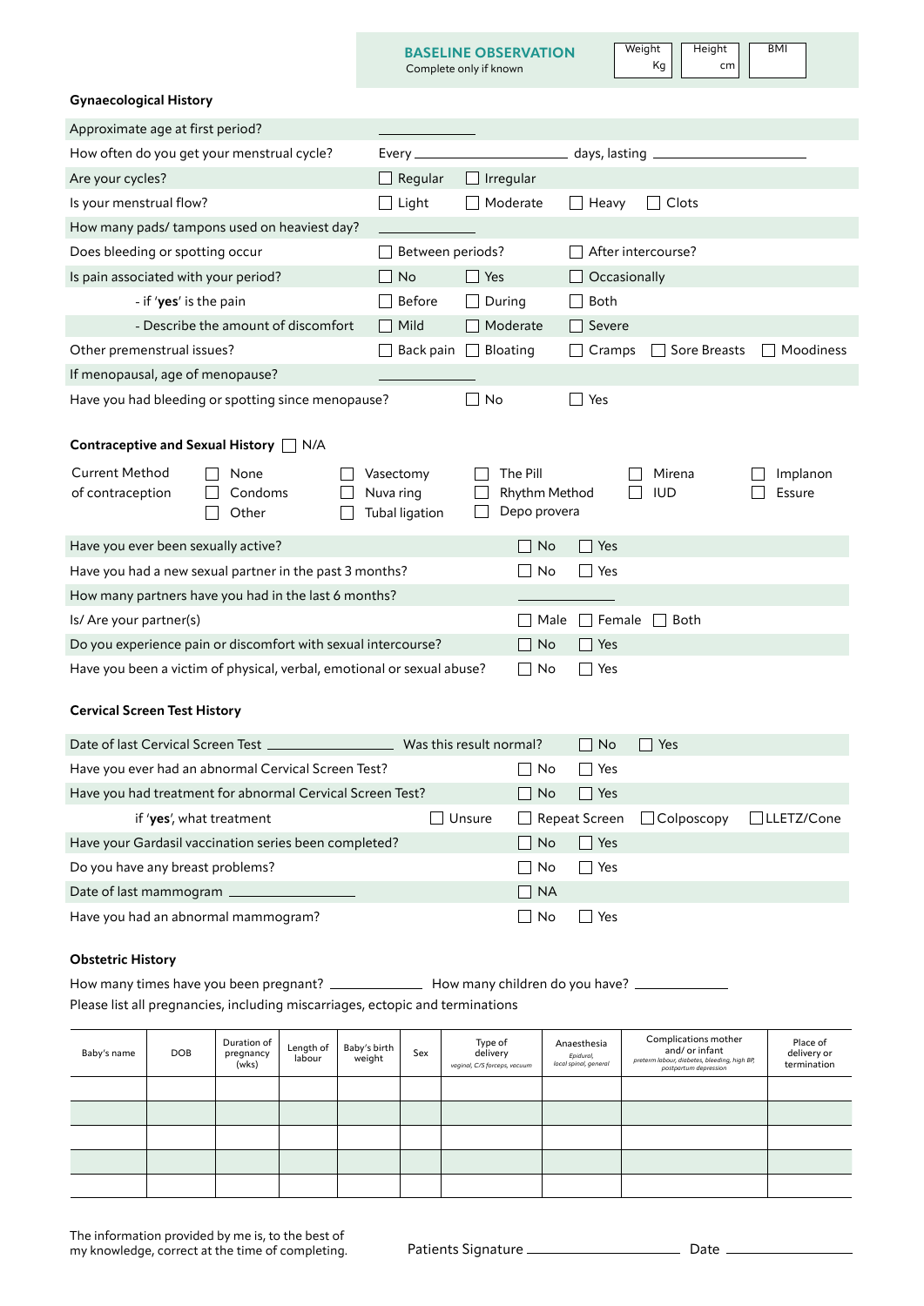**BASELINE OBSERVATION**
Complete only if known

| Weight | Height | BMI |
|---|---|---|
| Kg | cm | |

### Gynaecological History

| | | | | | |
|---|---|---|---|---|---|
| Approximate age at first period? | ____________ | | | | |
| How often do you get your menstrual cycle? | Every ____________ days, lasting ____________ | | | | |
| Are your cycles? | ☐ Regular | ☐ Irregular | | | |
| Is your menstrual flow? | ☐ Light | ☐ Moderate | ☐ Heavy | ☐ Clots | |
| How many pads/ tampons used on heaviest day? | ____________ | | | | |
| Does bleeding or spotting occur | ☐ Between periods? | | ☐ After intercourse? | | |
| Is pain associated with your period? | ☐ No | ☐ Yes | ☐ Occasionally | | |
| - if '**yes**' is the pain | ☐ Before | ☐ During | ☐ Both | | |
| - Describe the amount of discomfort | ☐ Mild | ☐ Moderate | ☐ Severe | | |
| Other premenstrual issues? | ☐ Back pain | ☐ Bloating | ☐ Cramps | ☐ Sore Breasts | ☐ Moodiness |
| If menopausal, age of menopause? | ____________ | | | | |
| Have you had bleeding or spotting since menopause? | | ☐ No | ☐ Yes | | |

### Contraceptive and Sexual History ☐ N/A

Current Method of contraception

| | | | | |
|---|---|---|---|---|
| ☐ None | ☐ Vasectomy | ☐ The Pill | ☐ Mirena | ☐ Implanon |
| ☐ Condoms | ☐ Nuva ring | ☐ Rhythm Method | ☐ IUD | ☐ Essure |
| ☐ Other | ☐ Tubal ligation | ☐ Depo provera | | |

| | | | |
|---|---|---|---|
| Have you ever been sexually active? | ☐ No | ☐ Yes | |
| Have you had a new sexual partner in the past 3 months? | ☐ No | ☐ Yes | |
| How many partners have you had in the last 6 months? | ____________ | | |
| Is/ Are your partner(s) | ☐ Male | ☐ Female | ☐ Both |
| Do you experience pain or discomfort with sexual intercourse? | ☐ No | ☐ Yes | |
| Have you been a victim of physical, verbal, emotional or sexual abuse? | ☐ No | ☐ Yes | |

### Cervical Screen Test History

| | | | | |
|---|---|---|---|---|
| Date of last Cervical Screen Test ____________ Was this result normal? | | ☐ No | ☐ Yes | |
| Have you ever had an abnormal Cervical Screen Test? | | ☐ No | ☐ Yes | |
| Have you had treatment for abnormal Cervical Screen Test? | | ☐ No | ☐ Yes | |
| if '**yes**', what treatment | ☐ Unsure | ☐ Repeat Screen | ☐ Colposcopy | ☐ LLETZ/Cone |
| Have your Gardasil vaccination series been completed? | | ☐ No | ☐ Yes | |
| Do you have any breast problems? | | ☐ No | ☐ Yes | |
| Date of last mammogram ____________ | | ☐ NA | | |
| Have you had an abnormal mammogram? | | ☐ No | ☐ Yes | |

### Obstetric History

How many times have you been pregnant? ____________ How many children do you have? ____________

Please list all pregnancies, including miscarriages, ectopic and terminations

| Baby's name | DOB | Duration of pregnancy (wks) | Length of labour | Baby's birth weight | Sex | Type of delivery *vaginal, C/S forceps, vacuum* | Anaesthesia *Epidural, local spinal, general* | Complications mother and/ or infant *preterm labour, diabetes, bleeding, high BP, postpartum depression* | Place of delivery or termination |
|---|---|---|---|---|---|---|---|---|---|
| | | | | | | | | | |
| | | | | | | | | | |
| | | | | | | | | | |
| | | | | | | | | | |
| | | | | | | | | | |

The information provided by me is, to the best of my knowledge, correct at the time of completing.

Patients Signature ____________________ Date ____________